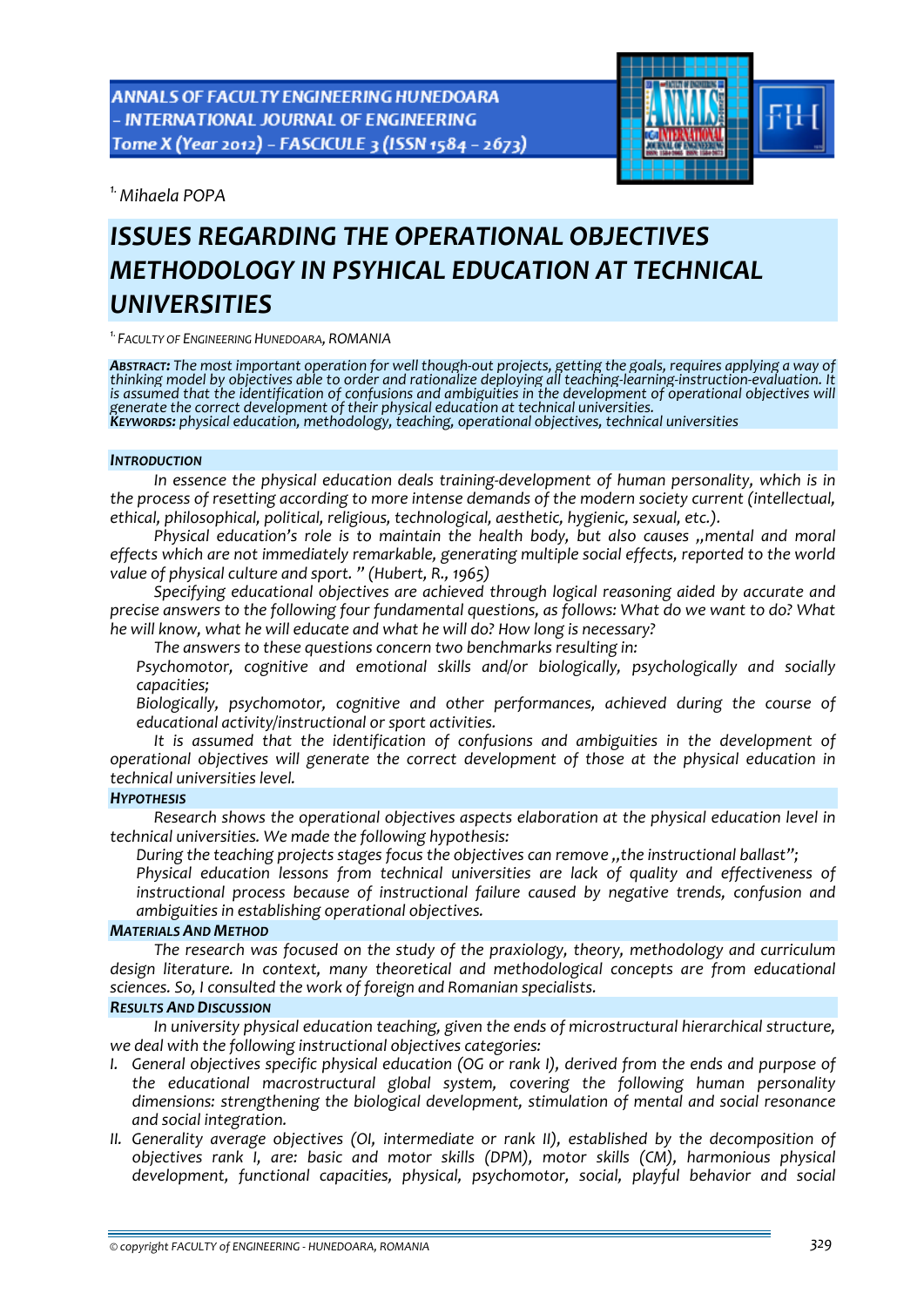[1.] *Mihaela POPA*

# *ISSUES REGARDING THE OPERATIONAL OBJECTIVES METHODOLOGY IN PSYHICAL EDUCATION AT TECHNICAL UNIVERSITIES*

[1.] *FACULTY OF ENGINEERING HUNEDOARA, ROMANIA*

***ABSTRACT:*** *The most important operation for well though-out projects, getting the goals, requires applying a way of thinking model by objectives able to order and rationalize deploying all teaching-learning-instruction-evaluation. It is assumed that the identification of confusions and ambiguities in the development of operational objectives will generate the correct development of their physical education at technical universities.*
***KEYWORDS:*** *physical education, methodology, teaching, operational objectives, technical universities*

## *INTRODUCTION*

*In essence the physical education deals training-development of human personality, which is in the process of resetting according to more intense demands of the modern society current (intellectual, ethical, philosophical, political, religious, technological, aesthetic, hygienic, sexual, etc.).*

*Physical education's role is to maintain the health body, but also causes „mental and moral effects which are not immediately remarkable, generating multiple social effects, reported to the world value of physical culture and sport. " (Hubert, R., 1965)*

*Specifying educational objectives are achieved through logical reasoning aided by accurate and precise answers to the following four fundamental questions, as follows: What do we want to do? What he will know, what he will educate and what he will do? How long is necessary?*

*The answers to these questions concern two benchmarks resulting in:*

- *Psychomotor, cognitive and emotional skills and/or biologically, psychologically and socially capacities;*
- *Biologically, psychomotor, cognitive and other performances, achieved during the course of educational activity/instructional or sport activities.*

*It is assumed that the identification of confusions and ambiguities in the development of operational objectives will generate the correct development of those at the physical education in technical universities level.*

## *HYPOTHESIS*

*Research shows the operational objectives aspects elaboration at the physical education level in technical universities. We made the following hypothesis:*

- *During the teaching projects stages focus the objectives can remove „the instructional ballast";*
- *Physical education lessons from technical universities are lack of quality and effectiveness of instructional process because of instructional failure caused by negative trends, confusion and ambiguities in establishing operational objectives.*

## *MATERIALS AND METHOD*

*The research was focused on the study of the praxiology, theory, methodology and curriculum design literature. In context, many theoretical and methodological concepts are from educational sciences. So, I consulted the work of foreign and Romanian specialists.*

## *RESULTS AND DISCUSSION*

*In university physical education teaching, given the ends of microstructural hierarchical structure, we deal with the following instructional objectives categories:*

I. *General objectives specific physical education (OG or rank I), derived from the ends and purpose of the educational macrostructural global system, covering the following human personality dimensions: strengthening the biological development, stimulation of mental and social resonance and social integration.*
II. *Generality average objectives (OI, intermediate or rank II), established by the decomposition of objectives rank I, are: basic and motor skills (DPM), motor skills (CM), harmonious physical development, functional capacities, physical, psychomotor, social, playful behavior and social*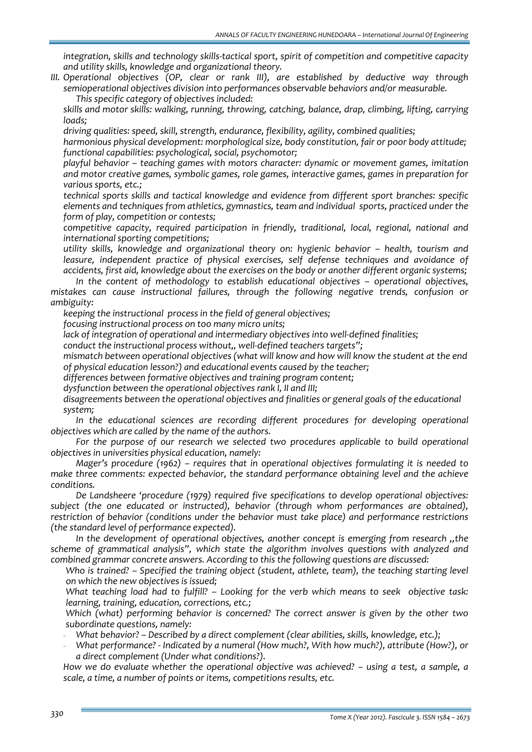*integration, skills and technology skills-tactical sport, spirit of competition and competitive capacity and utility skills, knowledge and organizational theory.*

*III. Operational objectives (OP, clear or rank III), are established by deductive way through semioperational objectives division into performances observable behaviors and/or measurable.*

*This specific category of objectives included:*

*skills and motor skills: walking, running, throwing, catching, balance, drap, climbing, lifting, carrying loads;*

*driving qualities: speed, skill, strength, endurance, flexibility, agility, combined qualities;*

*harmonious physical development: morphological size, body constitution, fair or poor body attitude;*

*functional capabilities: psychological, social, psychomotor;*

*playful behavior – teaching games with motors character: dynamic or movement games, imitation and motor creative games, symbolic games, role games, interactive games, games in preparation for various sports, etc.;*

*technical sports skills and tactical knowledge and evidence from different sport branches: specific elements and techniques from athletics, gymnastics, team and individual sports, practiced under the form of play, competition or contests;*

*competitive capacity, required participation in friendly, traditional, local, regional, national and international sporting competitions;*

*utility skills, knowledge and organizational theory on: hygienic behavior – health, tourism and leasure, independent practice of physical exercises, self defense techniques and avoidance of accidents, first aid, knowledge about the exercises on the body or another different organic systems;*

*In the content of methodology to establish educational objectives – operational objectives, mistakes can cause instructional failures, through the following negative trends, confusion or ambiguity:*

*keeping the instructional process in the field of general objectives;*

*focusing instructional process on too many micro units;*

*lack of integration of operational and intermediary objectives into well-defined finalities;*

*conduct the instructional process without„ well-defined teachers targets";*

*mismatch between operational objectives (what will know and how will know the student at the end of physical education lesson?) and educational events caused by the teacher;*

*differences between formative objectives and training program content;*

*dysfunction between the operational objectives rank I, II and III;*

*disagreements between the operational objectives and finalities or general goals of the educational system;*

*In the educational sciences are recording different procedures for developing operational objectives which are called by the name of the authors.*

*For the purpose of our research we selected two procedures applicable to build operational objectives in universities physical education, namely:*

*Mager's procedure (1962) – requires that in operational objectives formulating it is needed to make three comments: expected behavior, the standard performance obtaining level and the achieve conditions.*

*De Landsheere 'procedure (1979) required five specifications to develop operational objectives: subject (the one educated or instructed), behavior (through whom performances are obtained), restriction of behavior (conditions under the behavior must take place) and performance restrictions (the standard level of performance expected).*

*In the development of operational objectives, another concept is emerging from research „the scheme of grammatical analysis", which state the algorithm involves questions with analyzed and combined grammar concrete answers. According to this the following questions are discussed:*

*Who is trained? – Specified the training object (student, athlete, team), the teaching starting level on which the new objectives is issued;*

*What teaching load had to fulfill? – Looking for the verb which means to seek objective task: learning, training, education, corrections, etc.;*

*Which (what) performing behavior is concerned? The correct answer is given by the other two subordinate questions, namely:*

- *What behavior? – Described by a direct complement (clear abilities, skills, knowledge, etc.);*
- *What performance? - Indicated by a numeral (How much?, With how much?), attribute (How?), or a direct complement (Under what conditions?).*

*How we do evaluate whether the operational objective was achieved? – using a test, a sample, a scale, a time, a number of points or items, competitions results, etc.*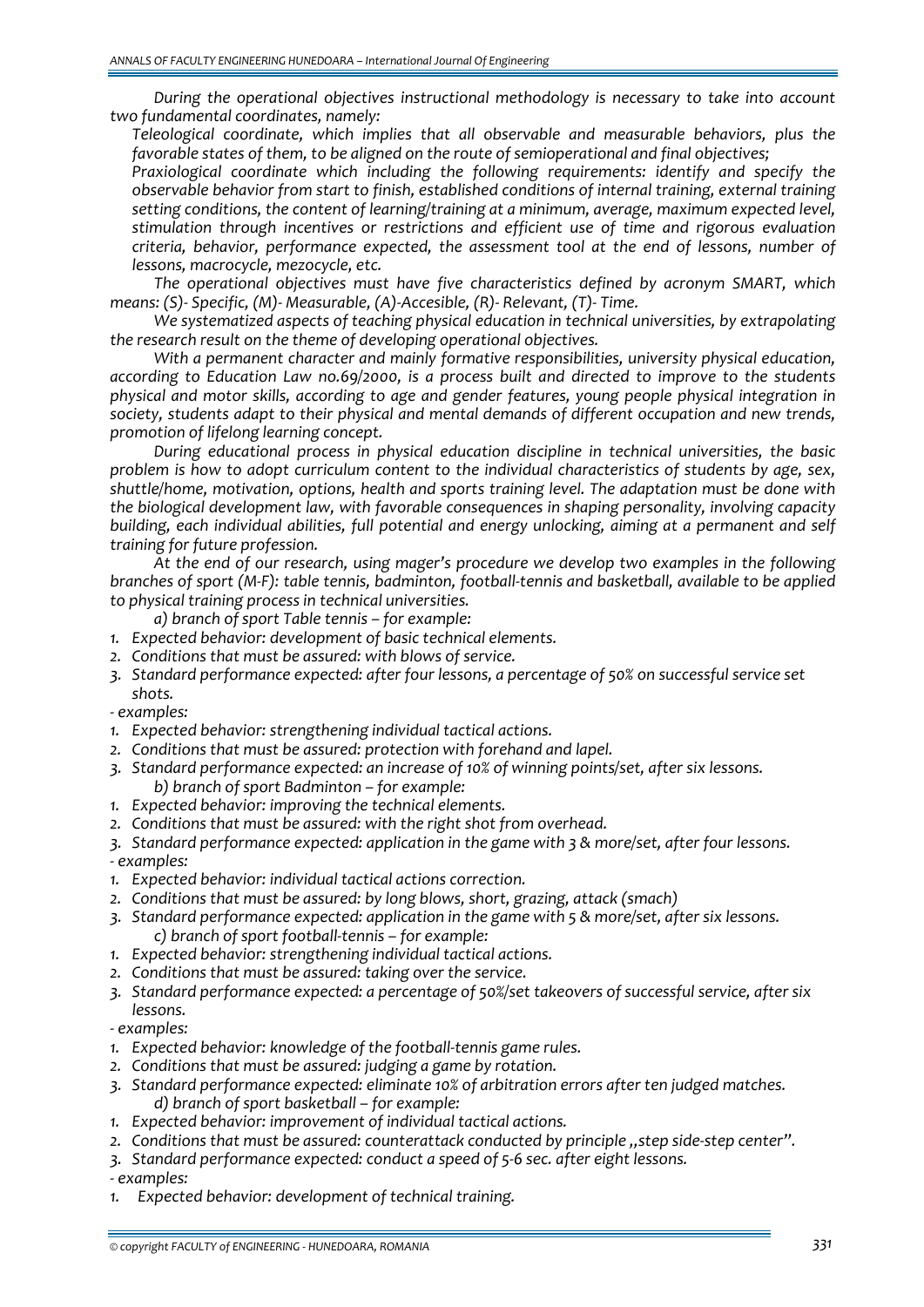*During the operational objectives instructional methodology is necessary to take into account two fundamental coordinates, namely:*

*Teleological coordinate, which implies that all observable and measurable behaviors, plus the favorable states of them, to be aligned on the route of semioperational and final objectives;*

*Praxiological coordinate which including the following requirements: identify and specify the observable behavior from start to finish, established conditions of internal training, external training setting conditions, the content of learning/training at a minimum, average, maximum expected level, stimulation through incentives or restrictions and efficient use of time and rigorous evaluation criteria, behavior, performance expected, the assessment tool at the end of lessons, number of lessons, macrocycle, mezocycle, etc.*

*The operational objectives must have five characteristics defined by acronym SMART, which means: (S)- Specific, (M)- Measurable, (A)-Accesible, (R)- Relevant, (T)- Time.*

*We systematized aspects of teaching physical education in technical universities, by extrapolating the research result on the theme of developing operational objectives.*

*With a permanent character and mainly formative responsibilities, university physical education, according to Education Law no.69/2000, is a process built and directed to improve to the students physical and motor skills, according to age and gender features, young people physical integration in society, students adapt to their physical and mental demands of different occupation and new trends, promotion of lifelong learning concept.*

*During educational process in physical education discipline in technical universities, the basic problem is how to adopt curriculum content to the individual characteristics of students by age, sex, shuttle/home, motivation, options, health and sports training level. The adaptation must be done with the biological development law, with favorable consequences in shaping personality, involving capacity building, each individual abilities, full potential and energy unlocking, aiming at a permanent and self training for future profession.*

*At the end of our research, using mager's procedure we develop two examples in the following branches of sport (M-F): table tennis, badminton, football-tennis and basketball, available to be applied to physical training process in technical universities.*

*a) branch of sport Table tennis – for example:*

1. *Expected behavior: development of basic technical elements.*
2. *Conditions that must be assured: with blows of service.*
3. *Standard performance expected: after four lessons, a percentage of 50% on successful service set shots.*

*- examples:*

1. *Expected behavior: strengthening individual tactical actions.*
2. *Conditions that must be assured: protection with forehand and lapel.*
3. *Standard performance expected: an increase of 10% of winning points/set, after six lessons.*

*b) branch of sport Badminton – for example:*

1. *Expected behavior: improving the technical elements.*
2. *Conditions that must be assured: with the right shot from overhead.*
3. *Standard performance expected: application in the game with 3 & more/set, after four lessons.*

*- examples:*

1. *Expected behavior: individual tactical actions correction.*
2. *Conditions that must be assured: by long blows, short, grazing, attack (smach)*
3. *Standard performance expected: application in the game with 5 & more/set, after six lessons.*

*c) branch of sport football-tennis – for example:*

1. *Expected behavior: strengthening individual tactical actions.*
2. *Conditions that must be assured: taking over the service.*
3. *Standard performance expected: a percentage of 50%/set takeovers of successful service, after six lessons.*

*- examples:*

1. *Expected behavior: knowledge of the football-tennis game rules.*
2. *Conditions that must be assured: judging a game by rotation.*
3. *Standard performance expected: eliminate 10% of arbitration errors after ten judged matches.*

*d) branch of sport basketball – for example:*

1. *Expected behavior: improvement of individual tactical actions.*
2. *Conditions that must be assured: counterattack conducted by principle „step side-step center".*
3. *Standard performance expected: conduct a speed of 5-6 sec. after eight lessons.*

*- examples:*

1. *Expected behavior: development of technical training.*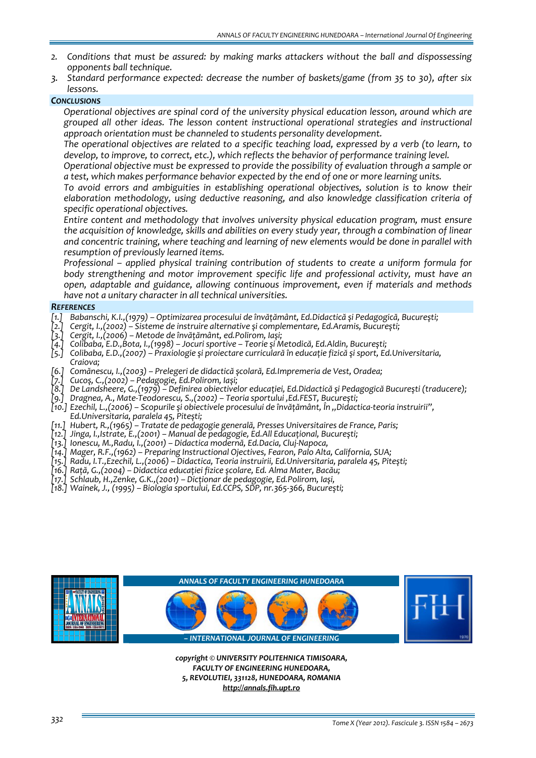2. *Conditions that must be assured: by making marks attackers without the ball and dispossessing opponents ball technique.*
3. *Standard performance expected: decrease the number of baskets/game (from 35 to 30), after six lessons.*

## CONCLUSIONS

*Operational objectives are spinal cord of the university physical education lesson, around which are grouped all other ideas. The lesson content instructional operational strategies and instructional approach orientation must be channeled to students personality development.*

*The operational objectives are related to a specific teaching load, expressed by a verb (to learn, to develop, to improve, to correct, etc.), which reflects the behavior of performance training level.*

*Operational objective must be expressed to provide the possibility of evaluation through a sample or a test, which makes performance behavior expected by the end of one or more learning units.*

*To avoid errors and ambiguities in establishing operational objectives, solution is to know their elaboration methodology, using deductive reasoning, and also knowledge classification criteria of specific operational objectives.*

*Entire content and methodology that involves university physical education program, must ensure the acquisition of knowledge, skills and abilities on every study year, through a combination of linear and concentric training, where teaching and learning of new elements would be done in parallel with resumption of previously learned items.*

*Professional – applied physical training contribution of students to create a uniform formula for body strengthening and motor improvement specific life and professional activity, must have an open, adaptable and guidance, allowing continuous improvement, even if materials and methods have not a unitary character in all technical universities.*

## REFERENCES

[1.] Babanschi, K.I.,(1979) – Optimizarea procesului de învățământ, Ed.Didactică și Pedagogică, București;
[2.] Cergit, I.,(2002) – Sisteme de instruire alternative și complementare, Ed.Aramis, București;
[3.] Cergit, I.,(2006) – Metode de învățământ, ed.Polirom, Iași;
[4.] Colibaba, E.D.,Bota, I.,(1998) – Jocuri sportive – Teorie și Metodică, Ed.Aldin, București;
[5.] Colibaba, E.D.,(2007) – Praxiologie și proiectare curriculară în educație fizică și sport, Ed.Universitaria, Craiova;
[6.] Comănescu, I.,(2003) – Prelegeri de didactică școlară, Ed.Impremeria de Vest, Oradea;
[7.] Cucoș, C.,(2002) – Pedagogie, Ed.Polirom, Iași;
[8.] De Landsheere, G.,(1979) – Definirea obiectivelor educației, Ed.Didactică și Pedagogică București (traducere);
[9.] Dragnea, A., Mate-Teodorescu, S.,(2002) – Teoria sportului ,Ed.FEST, București;
[10.] Ezechil, L.,(2006) – Scopurile și obiectivele procesului de învățământ, În „Didactica-teoria instruirii", Ed.Universitaria, paralela 45, Pitești;
[11.] Hubert, R.,(1965) – Tratate de pedagogie generală, Presses Universitaires de France, Paris;
[12.] Jinga, I.,Istrate, E.,(2001) – Manual de pedagogie, Ed.All Educațional, București;
[13.] Ionescu, M.,Radu, I.,(2001) – Didactica modernă, Ed.Dacia, Cluj-Napoca,
[14.] Mager, R.F.,(1962) – Preparing Instructional Ojectives, Fearon, Palo Alta, California, SUA;
[15.] Radu, I.T.,Ezechil, L.,(2006) – Didactica, Teoria instruirii, Ed.Universitaria, paralela 45, Pitești;
[16.] Rață, G.,(2004) – Didactica educației fizice școlare, Ed. Alma Mater, Bacău;
[17.] Schlaub, H.,Zenke, G.K.,(2001) – Dicționar de pedagogie, Ed.Polirom, Iași,
[18.] Wainek, J., (1995) – Biologia sportului, Ed.CCPS, SDP, nr.365-366, București;

ANNALS OF FACULTY ENGINEERING HUNEDOARA
– INTERNATIONAL JOURNAL OF ENGINEERING

*copyright © UNIVERSITY POLITEHNICA TIMISOARA,*
*FACULTY OF ENGINEERING HUNEDOARA,*
*5, REVOLUTIEI, 331128, HUNEDOARA, ROMANIA*
*http://annals.fih.upt.ro*